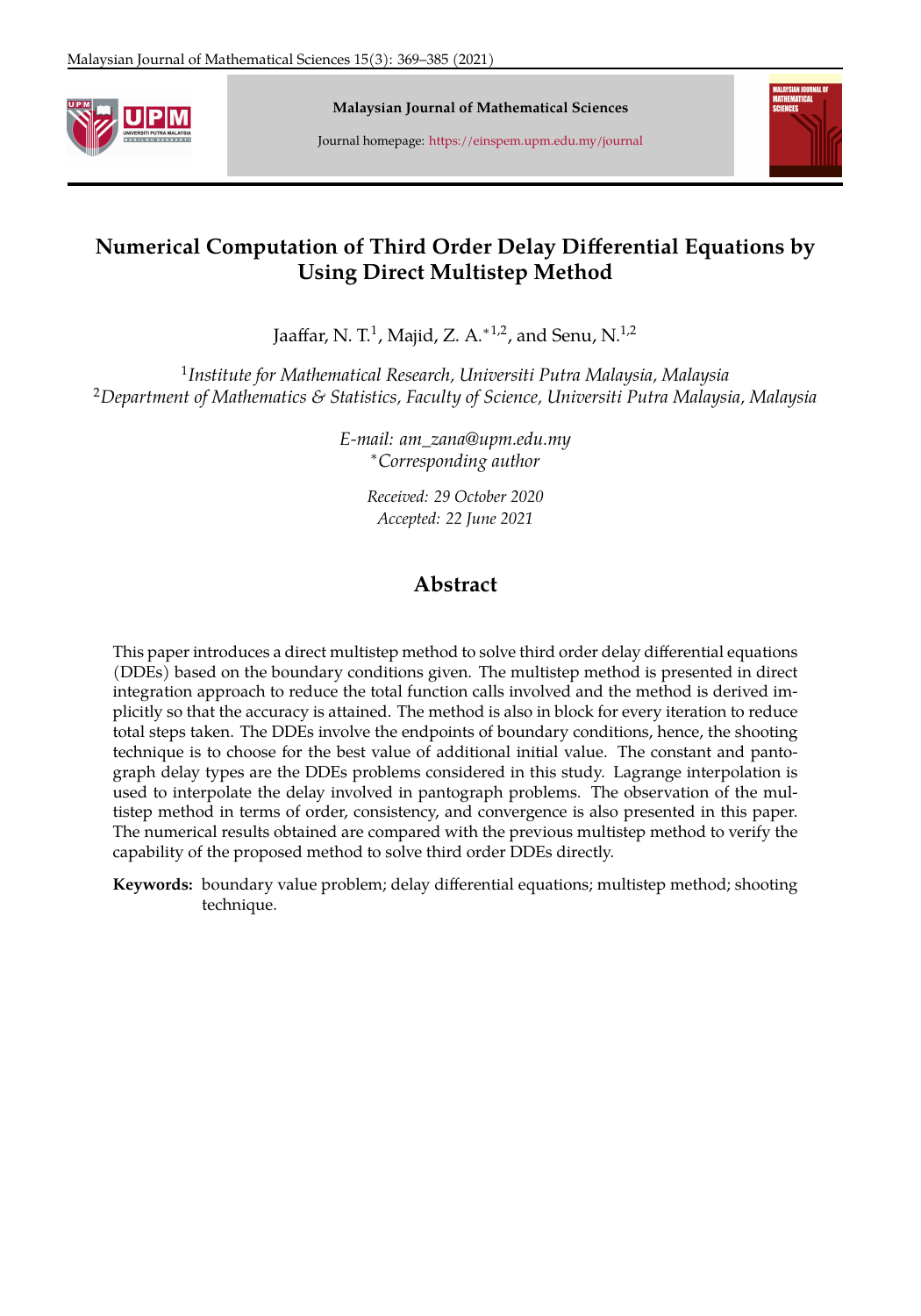Malaysian Journal of Mathematical Sciences

Journal homepage: https://einspem.upm.edu.my/journal

# Numerical Computation of Third Order Delay Differential Equations by Using Direct Multistep Method

Jaaffar, N. T.[1], Majid, Z. A.*[1,2], and Senu, N.[1,2]

[1]*Institute for Mathematical Research, Universiti Putra Malaysia, Malaysia*
[2]*Department of Mathematics & Statistics, Faculty of Science, Universiti Putra Malaysia, Malaysia*

*E-mail: am_zana@upm.edu.my*
*\*Corresponding author*

*Received: 29 October 2020*
*Accepted: 22 June 2021*

## Abstract

This paper introduces a direct multistep method to solve third order delay differential equations (DDEs) based on the boundary conditions given. The multistep method is presented in direct integration approach to reduce the total function calls involved and the method is derived implicitly so that the accuracy is attained. The method is also in block for every iteration to reduce total steps taken. The DDEs involve the endpoints of boundary conditions, hence, the shooting technique is to choose for the best value of additional initial value. The constant and pantograph delay types are the DDEs problems considered in this study. Lagrange interpolation is used to interpolate the delay involved in pantograph problems. The observation of the multistep method in terms of order, consistency, and convergence is also presented in this paper. The numerical results obtained are compared with the previous multistep method to verify the capability of the proposed method to solve third order DDEs directly.

**Keywords:** boundary value problem; delay differential equations; multistep method; shooting technique.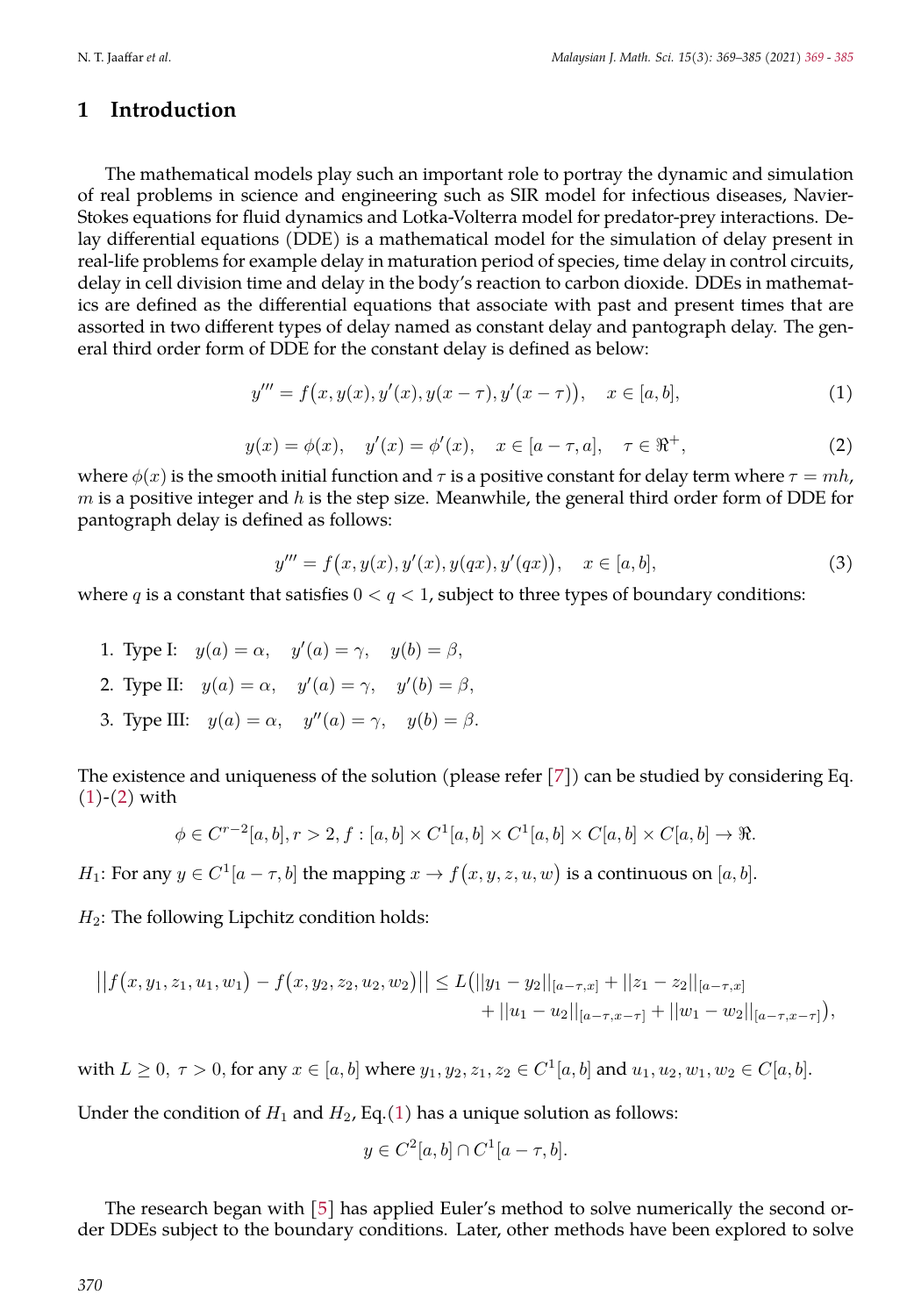## 1 Introduction

The mathematical models play such an important role to portray the dynamic and simulation of real problems in science and engineering such as SIR model for infectious diseases, Navier-Stokes equations for fluid dynamics and Lotka-Volterra model for predator-prey interactions. Delay differential equations (DDE) is a mathematical model for the simulation of delay present in real-life problems for example delay in maturation period of species, time delay in control circuits, delay in cell division time and delay in the body's reaction to carbon dioxide. DDEs in mathematics are defined as the differential equations that associate with past and present times that are assorted in two different types of delay named as constant delay and pantograph delay. The general third order form of DDE for the constant delay is defined as below:

$$y''' = f\big(x, y(x), y'(x), y(x-\tau), y'(x-\tau)\big), \quad x \in [a,b], \tag{1}$$

$$y(x) = \phi(x), \quad y'(x) = \phi'(x), \quad x \in [a-\tau, a], \quad \tau \in \Re^{+}, \tag{2}$$

where $\phi(x)$ is the smooth initial function and $\tau$ is a positive constant for delay term where $\tau = mh$, $m$ is a positive integer and $h$ is the step size. Meanwhile, the general third order form of DDE for pantograph delay is defined as follows:

$$y''' = f\big(x, y(x), y'(x), y(qx), y'(qx)\big), \quad x \in [a,b], \tag{3}$$

where $q$ is a constant that satisfies $0 < q < 1$, subject to three types of boundary conditions:

1. Type I: $\quad y(a) = \alpha, \quad y'(a) = \gamma, \quad y(b) = \beta,$
2. Type II: $\quad y(a) = \alpha, \quad y'(a) = \gamma, \quad y'(b) = \beta,$
3. Type III: $\quad y(a) = \alpha, \quad y''(a) = \gamma, \quad y(b) = \beta.$

The existence and uniqueness of the solution (please refer [7]) can be studied by considering Eq. (1)-(2) with

$$\phi \in C^{r-2}[a,b], r > 2, f : [a,b] \times C^1[a,b] \times C^1[a,b] \times C[a,b] \times C[a,b] \to \Re.$$

$H_1$: For any $y \in C^1[a-\tau, b]$ the mapping $x \to f\big(x, y, z, u, w\big)$ is a continuous on $[a,b]$.

$H_2$: The following Lipchitz condition holds:

$$\big|\big|f\big(x, y_1, z_1, u_1, w_1\big) - f\big(x, y_2, z_2, u_2, w_2\big)\big|\big| \leq L\big(||y_1 - y_2||_{[a-\tau, x]} + ||z_1 - z_2||_{[a-\tau, x]} + ||u_1 - u_2||_{[a-\tau, x-\tau]} + ||w_1 - w_2||_{[a-\tau, x-\tau]}\big),$$

with $L \geq 0,\ \tau > 0$, for any $x \in [a,b]$ where $y_1, y_2, z_1, z_2 \in C^1[a,b]$ and $u_1, u_2, w_1, w_2 \in C[a,b]$.

Under the condition of $H_1$ and $H_2$, Eq.(1) has a unique solution as follows:

$$y \in C^2[a,b] \cap C^1[a-\tau, b].$$

The research began with [5] has applied Euler's method to solve numerically the second order DDEs subject to the boundary conditions. Later, other methods have been explored to solve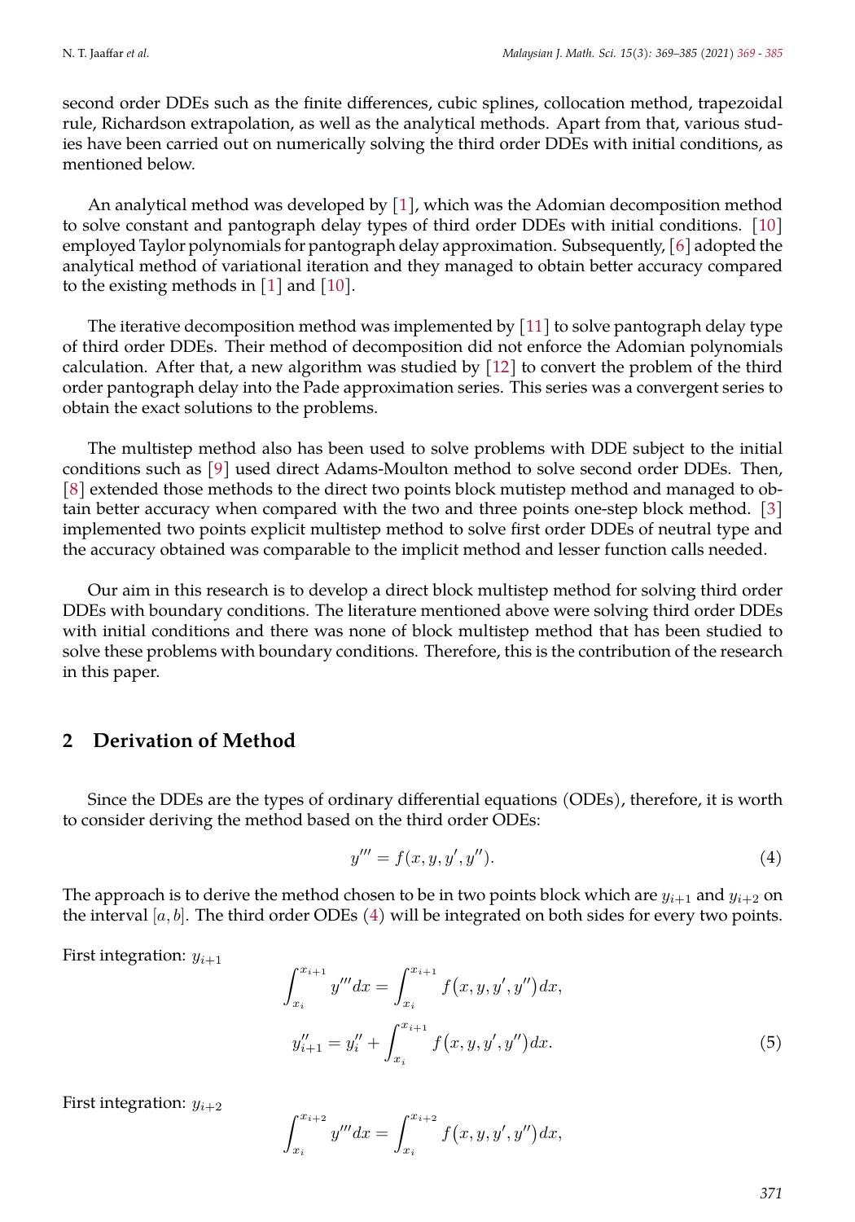second order DDEs such as the finite differences, cubic splines, collocation method, trapezoidal rule, Richardson extrapolation, as well as the analytical methods. Apart from that, various studies have been carried out on numerically solving the third order DDEs with initial conditions, as mentioned below.

An analytical method was developed by [1], which was the Adomian decomposition method to solve constant and pantograph delay types of third order DDEs with initial conditions. [10] employed Taylor polynomials for pantograph delay approximation. Subsequently, [6] adopted the analytical method of variational iteration and they managed to obtain better accuracy compared to the existing methods in [1] and [10].

The iterative decomposition method was implemented by [11] to solve pantograph delay type of third order DDEs. Their method of decomposition did not enforce the Adomian polynomials calculation. After that, a new algorithm was studied by [12] to convert the problem of the third order pantograph delay into the Pade approximation series. This series was a convergent series to obtain the exact solutions to the problems.

The multistep method also has been used to solve problems with DDE subject to the initial conditions such as [9] used direct Adams-Moulton method to solve second order DDEs. Then, [8] extended those methods to the direct two points block mutistep method and managed to obtain better accuracy when compared with the two and three points one-step block method. [3] implemented two points explicit multistep method to solve first order DDEs of neutral type and the accuracy obtained was comparable to the implicit method and lesser function calls needed.

Our aim in this research is to develop a direct block multistep method for solving third order DDEs with boundary conditions. The literature mentioned above were solving third order DDEs with initial conditions and there was none of block multistep method that has been studied to solve these problems with boundary conditions. Therefore, this is the contribution of the research in this paper.

## 2 Derivation of Method

Since the DDEs are the types of ordinary differential equations (ODEs), therefore, it is worth to consider deriving the method based on the third order ODEs:

$$y''' = f(x, y, y', y''). \tag{4}$$

The approach is to derive the method chosen to be in two points block which are $y_{i+1}$ and $y_{i+2}$ on the interval $[a, b]$. The third order ODEs (4) will be integrated on both sides for every two points.

First integration: $y_{i+1}$

$$\int_{x_i}^{x_{i+1}} y''' dx = \int_{x_i}^{x_{i+1}} f(x, y, y', y'') dx,$$

$$y''_{i+1} = y''_i + \int_{x_i}^{x_{i+1}} f(x, y, y', y'') dx. \tag{5}$$

First integration: $y_{i+2}$

$$\int_{x_i}^{x_{i+2}} y''' dx = \int_{x_i}^{x_{i+2}} f(x, y, y', y'') dx,$$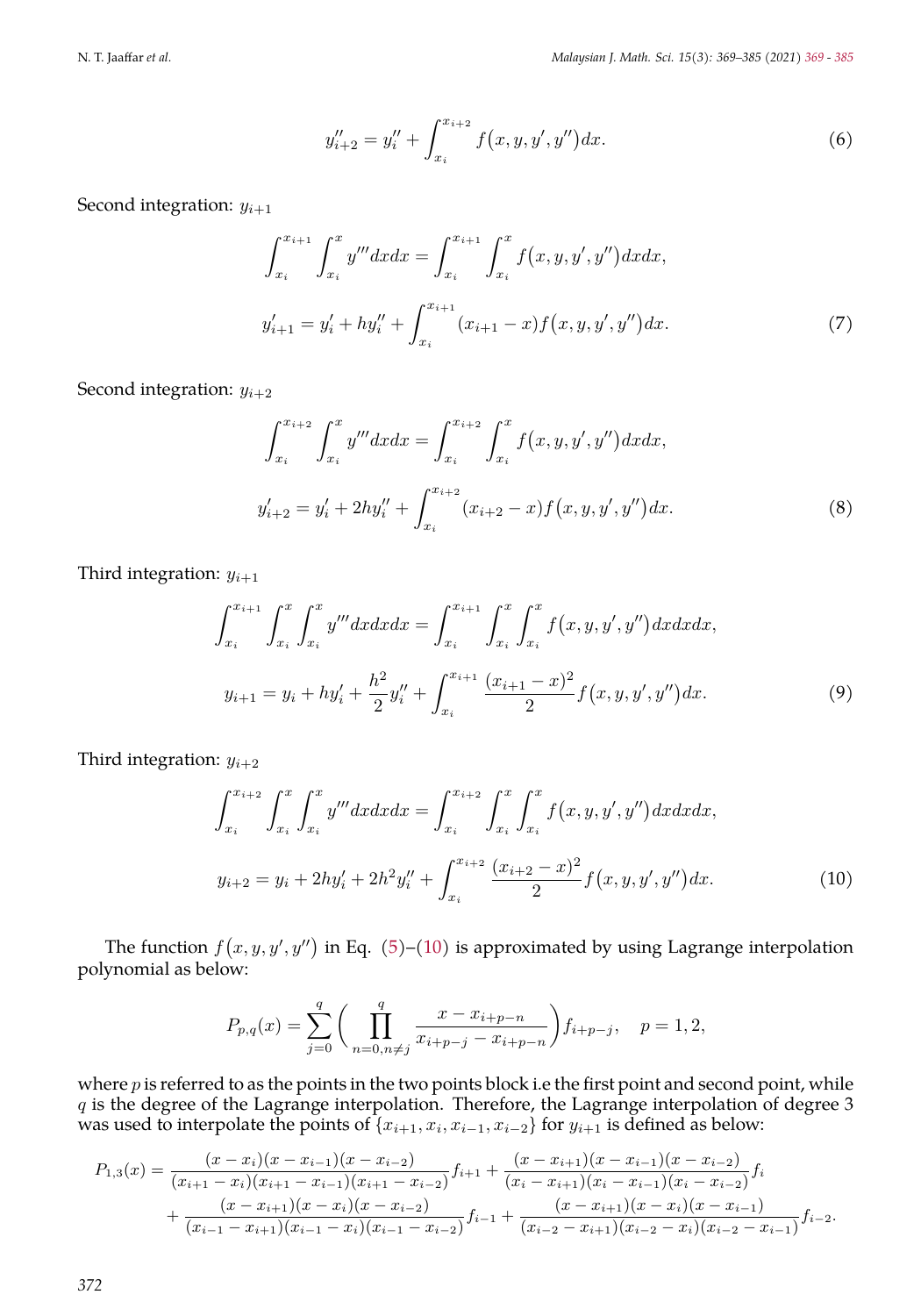$$y''_{i+2} = y''_i + \int_{x_i}^{x_{i+2}} f\big(x, y, y', y''\big) dx. \tag{6}$$

Second integration: $y_{i+1}$

$$\int_{x_i}^{x_{i+1}} \int_{x_i}^{x} y''' dx dx = \int_{x_i}^{x_{i+1}} \int_{x_i}^{x} f\big(x, y, y', y''\big) dx dx,$$

$$y'_{i+1} = y'_i + h y''_i + \int_{x_i}^{x_{i+1}} (x_{i+1} - x) f\big(x, y, y', y''\big) dx. \tag{7}$$

Second integration: $y_{i+2}$

$$\int_{x_i}^{x_{i+2}} \int_{x_i}^{x} y''' dx dx = \int_{x_i}^{x_{i+2}} \int_{x_i}^{x} f\big(x, y, y', y''\big) dx dx,$$

$$y'_{i+2} = y'_i + 2h y''_i + \int_{x_i}^{x_{i+2}} (x_{i+2} - x) f\big(x, y, y', y''\big) dx. \tag{8}$$

Third integration: $y_{i+1}$

$$\int_{x_i}^{x_{i+1}} \int_{x_i}^{x} \int_{x_i}^{x} y''' dx dx dx = \int_{x_i}^{x_{i+1}} \int_{x_i}^{x} \int_{x_i}^{x} f\big(x, y, y', y''\big) dx dx dx,$$

$$y_{i+1} = y_i + h y'_i + \frac{h^2}{2} y''_i + \int_{x_i}^{x_{i+1}} \frac{(x_{i+1} - x)^2}{2} f\big(x, y, y', y''\big) dx. \tag{9}$$

Third integration: $y_{i+2}$

$$\int_{x_i}^{x_{i+2}} \int_{x_i}^{x} \int_{x_i}^{x} y''' dx dx dx = \int_{x_i}^{x_{i+2}} \int_{x_i}^{x} \int_{x_i}^{x} f\big(x, y, y', y''\big) dx dx dx,$$

$$y_{i+2} = y_i + 2h y'_i + 2h^2 y''_i + \int_{x_i}^{x_{i+2}} \frac{(x_{i+2} - x)^2}{2} f\big(x, y, y', y''\big) dx. \tag{10}$$

The function $f\big(x, y, y', y''\big)$ in Eq. (5)–(10) is approximated by using Lagrange interpolation polynomial as below:

$$P_{p,q}(x) = \sum_{j=0}^{q} \Bigg( \prod_{n=0, n\neq j}^{q} \frac{x - x_{i+p-n}}{x_{i+p-j} - x_{i+p-n}} \Bigg) f_{i+p-j}, \quad p = 1, 2,$$

where $p$ is referred to as the points in the two points block i.e the first point and second point, while $q$ is the degree of the Lagrange interpolation. Therefore, the Lagrange interpolation of degree 3 was used to interpolate the points of $\{x_{i+1}, x_i, x_{i-1}, x_{i-2}\}$ for $y_{i+1}$ is defined as below:

$$\begin{aligned} P_{1,3}(x) = {} & \frac{(x - x_i)(x - x_{i-1})(x - x_{i-2})}{(x_{i+1} - x_i)(x_{i+1} - x_{i-1})(x_{i+1} - x_{i-2})} f_{i+1} + \frac{(x - x_{i+1})(x - x_{i-1})(x - x_{i-2})}{(x_i - x_{i+1})(x_i - x_{i-1})(x_i - x_{i-2})} f_i \\ & + \frac{(x - x_{i+1})(x - x_i)(x - x_{i-2})}{(x_{i-1} - x_{i+1})(x_{i-1} - x_i)(x_{i-1} - x_{i-2})} f_{i-1} + \frac{(x - x_{i+1})(x - x_i)(x - x_{i-1})}{(x_{i-2} - x_{i+1})(x_{i-2} - x_i)(x_{i-2} - x_{i-1})} f_{i-2}. \end{aligned}$$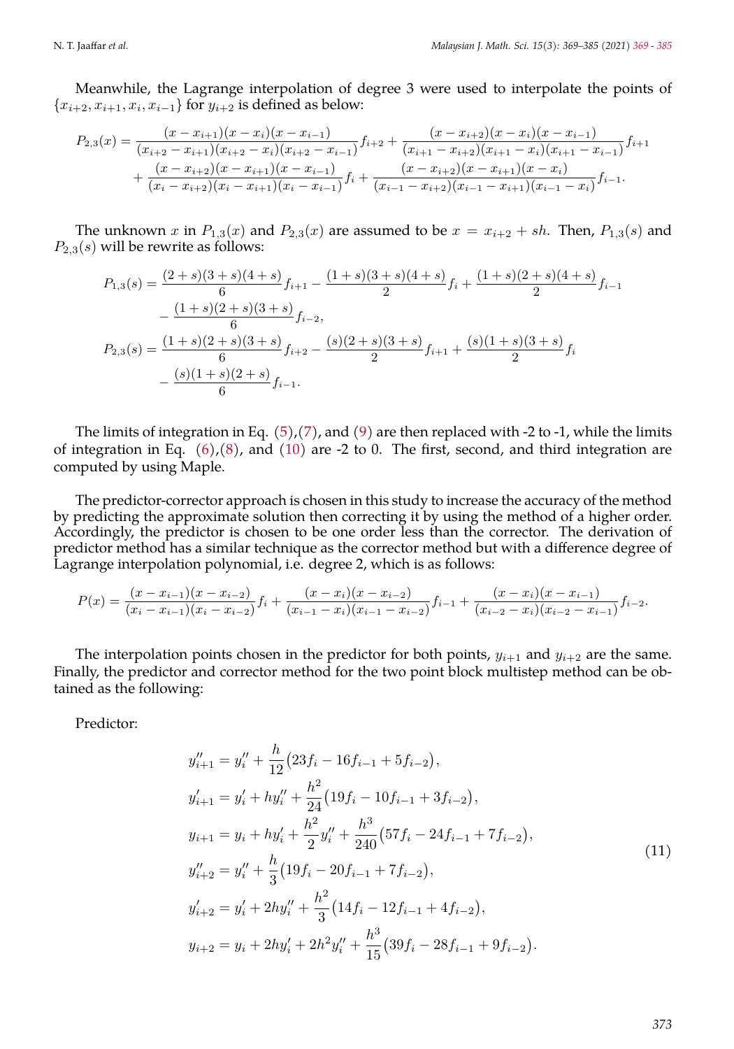Meanwhile, the Lagrange interpolation of degree 3 were used to interpolate the points of $\{x_{i+2}, x_{i+1}, x_i, x_{i-1}\}$ for $y_{i+2}$ is defined as below:

$$
\begin{aligned}
P_{2,3}(x) = &\frac{(x-x_{i+1})(x-x_i)(x-x_{i-1})}{(x_{i+2}-x_{i+1})(x_{i+2}-x_i)(x_{i+2}-x_{i-1})} f_{i+2} + \frac{(x-x_{i+2})(x-x_i)(x-x_{i-1})}{(x_{i+1}-x_{i+2})(x_{i+1}-x_i)(x_{i+1}-x_{i-1})} f_{i+1} \\
&+ \frac{(x-x_{i+2})(x-x_{i+1})(x-x_{i-1})}{(x_i-x_{i+2})(x_i-x_{i+1})(x_i-x_{i-1})} f_i + \frac{(x-x_{i+2})(x-x_{i+1})(x-x_i)}{(x_{i-1}-x_{i+2})(x_{i-1}-x_{i+1})(x_{i-1}-x_i)} f_{i-1}.
\end{aligned}
$$

The unknown $x$ in $P_{1,3}(x)$ and $P_{2,3}(x)$ are assumed to be $x = x_{i+2} + sh$. Then, $P_{1,3}(s)$ and $P_{2,3}(s)$ will be rewrite as follows:

$$
\begin{aligned}
P_{1,3}(s) = &\frac{(2+s)(3+s)(4+s)}{6} f_{i+1} - \frac{(1+s)(3+s)(4+s)}{2} f_i + \frac{(1+s)(2+s)(4+s)}{2} f_{i-1} \\
&- \frac{(1+s)(2+s)(3+s)}{6} f_{i-2}, \\
P_{2,3}(s) = &\frac{(1+s)(2+s)(3+s)}{6} f_{i+2} - \frac{(s)(2+s)(3+s)}{2} f_{i+1} + \frac{(s)(1+s)(3+s)}{2} f_i \\
&- \frac{(s)(1+s)(2+s)}{6} f_{i-1}.
\end{aligned}
$$

The limits of integration in Eq. (5),(7), and (9) are then replaced with -2 to -1, while the limits of integration in Eq. (6),(8), and (10) are -2 to 0. The first, second, and third integration are computed by using Maple.

The predictor-corrector approach is chosen in this study to increase the accuracy of the method by predicting the approximate solution then correcting it by using the method of a higher order. Accordingly, the predictor is chosen to be one order less than the corrector. The derivation of predictor method has a similar technique as the corrector method but with a difference degree of Lagrange interpolation polynomial, i.e. degree 2, which is as follows:

$$
P(x) = \frac{(x-x_{i-1})(x-x_{i-2})}{(x_i-x_{i-1})(x_i-x_{i-2})} f_i + \frac{(x-x_i)(x-x_{i-2})}{(x_{i-1}-x_i)(x_{i-1}-x_{i-2})} f_{i-1} + \frac{(x-x_i)(x-x_{i-1})}{(x_{i-2}-x_i)(x_{i-2}-x_{i-1})} f_{i-2}.
$$

The interpolation points chosen in the predictor for both points, $y_{i+1}$ and $y_{i+2}$ are the same. Finally, the predictor and corrector method for the two point block multistep method can be obtained as the following:

Predictor:

$$
\begin{aligned}
y''_{i+1} &= y''_i + \frac{h}{12}\big(23f_i - 16f_{i-1} + 5f_{i-2}\big), \\
y'_{i+1} &= y'_i + hy''_i + \frac{h^2}{24}\big(19f_i - 10f_{i-1} + 3f_{i-2}\big), \\
y_{i+1} &= y_i + hy'_i + \frac{h^2}{2}y''_i + \frac{h^3}{240}\big(57f_i - 24f_{i-1} + 7f_{i-2}\big), \\
y''_{i+2} &= y''_i + \frac{h}{3}\big(19f_i - 20f_{i-1} + 7f_{i-2}\big), \\
y'_{i+2} &= y'_i + 2hy''_i + \frac{h^2}{3}\big(14f_i - 12f_{i-1} + 4f_{i-2}\big), \\
y_{i+2} &= y_i + 2hy'_i + 2h^2y''_i + \frac{h^3}{15}\big(39f_i - 28f_{i-1} + 9f_{i-2}\big).
\end{aligned}
\tag{11}
$$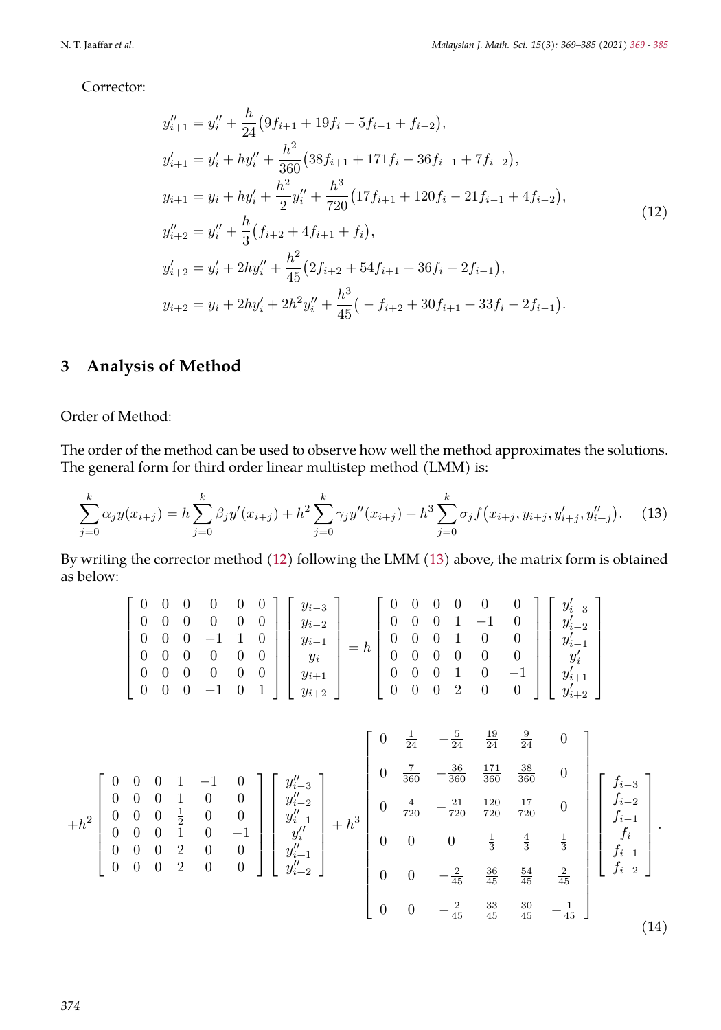Corrector:

$$
\begin{aligned}
y''_{i+1} &= y''_i + \frac{h}{24}\big(9f_{i+1} + 19f_i - 5f_{i-1} + f_{i-2}\big),\\
y'_{i+1} &= y'_i + hy''_i + \frac{h^2}{360}\big(38f_{i+1} + 171f_i - 36f_{i-1} + 7f_{i-2}\big),\\
y_{i+1} &= y_i + hy'_i + \frac{h^2}{2}y''_i + \frac{h^3}{720}\big(17f_{i+1} + 120f_i - 21f_{i-1} + 4f_{i-2}\big),\\
y''_{i+2} &= y''_i + \frac{h}{3}\big(f_{i+2} + 4f_{i+1} + f_i\big),\\
y'_{i+2} &= y'_i + 2hy''_i + \frac{h^2}{45}\big(2f_{i+2} + 54f_{i+1} + 36f_i - 2f_{i-1}\big),\\
y_{i+2} &= y_i + 2hy'_i + 2h^2y''_i + \frac{h^3}{45}\big(-f_{i+2} + 30f_{i+1} + 33f_i - 2f_{i-1}\big).
\end{aligned}
\tag{12}
$$

## 3 Analysis of Method

Order of Method:

The order of the method can be used to observe how well the method approximates the solutions. The general form for third order linear multistep method (LMM) is:

$$
\sum_{j=0}^{k}\alpha_j y(x_{i+j}) = h\sum_{j=0}^{k}\beta_j y'(x_{i+j}) + h^2\sum_{j=0}^{k}\gamma_j y''(x_{i+j}) + h^3\sum_{j=0}^{k}\sigma_j f\big(x_{i+j}, y_{i+j}, y'_{i+j}, y''_{i+j}\big). \tag{13}
$$

By writing the corrector method (12) following the LMM (13) above, the matrix form is obtained as below:

$$
\begin{bmatrix}
0 & 0 & 0 & 0 & 0 & 0\\
0 & 0 & 0 & 0 & 0 & 0\\
0 & 0 & 0 & -1 & 1 & 0\\
0 & 0 & 0 & 0 & 0 & 0\\
0 & 0 & 0 & 0 & 0 & 0\\
0 & 0 & 0 & -1 & 0 & 1
\end{bmatrix}
\begin{bmatrix}
y_{i-3}\\ y_{i-2}\\ y_{i-1}\\ y_i\\ y_{i+1}\\ y_{i+2}
\end{bmatrix}
= h
\begin{bmatrix}
0 & 0 & 0 & 0 & 0 & 0\\
0 & 0 & 0 & 1 & -1 & 0\\
0 & 0 & 0 & 1 & 0 & 0\\
0 & 0 & 0 & 0 & 0 & 0\\
0 & 0 & 0 & 1 & 0 & -1\\
0 & 0 & 0 & 2 & 0 & 0
\end{bmatrix}
\begin{bmatrix}
y'_{i-3}\\ y'_{i-2}\\ y'_{i-1}\\ y'_i\\ y'_{i+1}\\ y'_{i+2}
\end{bmatrix}
$$

$$
+h^2
\begin{bmatrix}
0 & 0 & 0 & 1 & -1 & 0\\
0 & 0 & 0 & 1 & 0 & 0\\
0 & 0 & 0 & \frac{1}{2} & 0 & 0\\
0 & 0 & 0 & 1 & 0 & -1\\
0 & 0 & 0 & 2 & 0 & 0\\
0 & 0 & 0 & 2 & 0 & 0
\end{bmatrix}
\begin{bmatrix}
y''_{i-3}\\ y''_{i-2}\\ y''_{i-1}\\ y''_i\\ y''_{i+1}\\ y''_{i+2}
\end{bmatrix}
+ h^3
\begin{bmatrix}
0 & \frac{1}{24} & -\frac{5}{24} & \frac{19}{24} & \frac{9}{24} & 0\\
0 & \frac{7}{360} & -\frac{36}{360} & \frac{171}{360} & \frac{38}{360} & 0\\
0 & \frac{4}{720} & -\frac{21}{720} & \frac{120}{720} & \frac{17}{720} & 0\\
0 & 0 & 0 & \frac{1}{3} & \frac{4}{3} & \frac{1}{3}\\
0 & 0 & -\frac{2}{45} & \frac{36}{45} & \frac{54}{45} & \frac{2}{45}\\
0 & 0 & -\frac{2}{45} & \frac{33}{45} & \frac{30}{45} & -\frac{1}{45}
\end{bmatrix}
\begin{bmatrix}
f_{i-3}\\ f_{i-2}\\ f_{i-1}\\ f_i\\ f_{i+1}\\ f_{i+2}
\end{bmatrix}.
\tag{14}
$$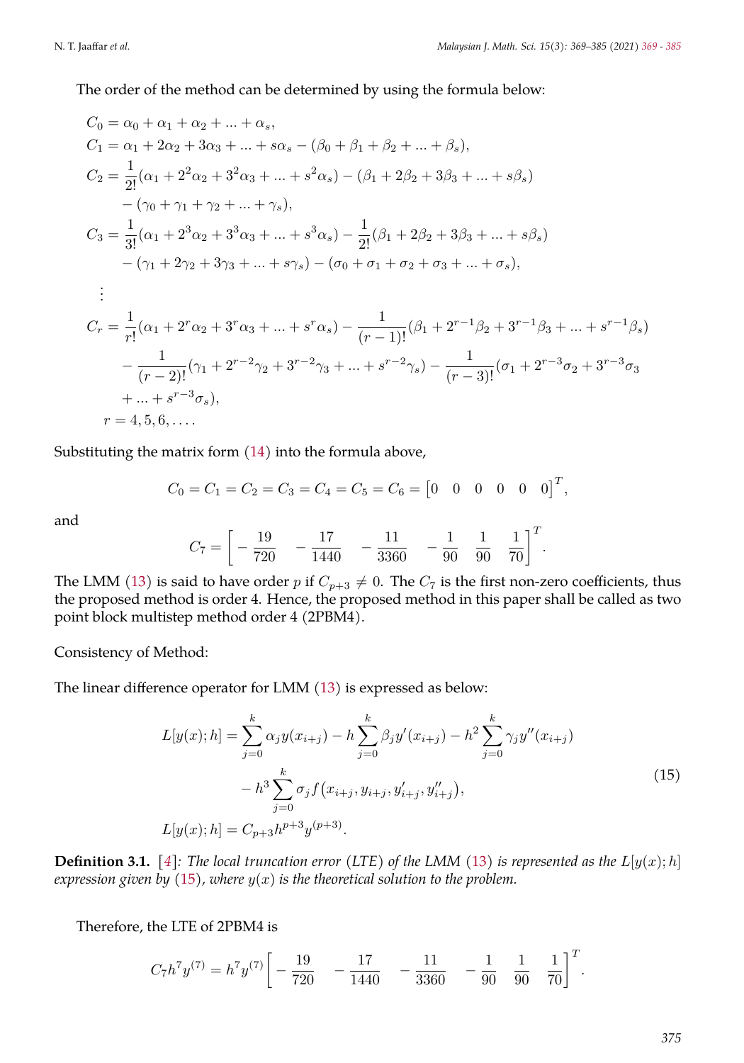The order of the method can be determined by using the formula below:

$$
\begin{aligned}
C_0 &= \alpha_0 + \alpha_1 + \alpha_2 + ... + \alpha_s,\\
C_1 &= \alpha_1 + 2\alpha_2 + 3\alpha_3 + ... + s\alpha_s - (\beta_0 + \beta_1 + \beta_2 + ... + \beta_s),\\
C_2 &= \frac{1}{2!}(\alpha_1 + 2^2\alpha_2 + 3^2\alpha_3 + ... + s^2\alpha_s) - (\beta_1 + 2\beta_2 + 3\beta_3 + ... + s\beta_s)\\
&\quad - (\gamma_0 + \gamma_1 + \gamma_2 + ... + \gamma_s),\\
C_3 &= \frac{1}{3!}(\alpha_1 + 2^3\alpha_2 + 3^3\alpha_3 + ... + s^3\alpha_s) - \frac{1}{2!}(\beta_1 + 2\beta_2 + 3\beta_3 + ... + s\beta_s)\\
&\quad - (\gamma_1 + 2\gamma_2 + 3\gamma_3 + ... + s\gamma_s) - (\sigma_0 + \sigma_1 + \sigma_2 + \sigma_3 + ... + \sigma_s),\\
&\ \vdots\\
C_r &= \frac{1}{r!}(\alpha_1 + 2^r\alpha_2 + 3^r\alpha_3 + ... + s^r\alpha_s) - \frac{1}{(r-1)!}(\beta_1 + 2^{r-1}\beta_2 + 3^{r-1}\beta_3 + ... + s^{r-1}\beta_s)\\
&\quad - \frac{1}{(r-2)!}(\gamma_1 + 2^{r-2}\gamma_2 + 3^{r-2}\gamma_3 + ... + s^{r-2}\gamma_s) - \frac{1}{(r-3)!}(\sigma_1 + 2^{r-3}\sigma_2 + 3^{r-3}\sigma_3\\
&\quad + ... + s^{r-3}\sigma_s),\\
r &= 4, 5, 6, \ldots .
\end{aligned}
$$

Substituting the matrix form (14) into the formula above,

$$
C_0 = C_1 = C_2 = C_3 = C_4 = C_5 = C_6 = \begin{bmatrix} 0 & 0 & 0 & 0 & 0 & 0 \end{bmatrix}^T,
$$

and

$$
C_7 = \begin{bmatrix} -\frac{19}{720} & -\frac{17}{1440} & -\frac{11}{3360} & -\frac{1}{90} & \frac{1}{90} & \frac{1}{70} \end{bmatrix}^T.
$$

The LMM (13) is said to have order $p$ if $C_{p+3} \neq 0$. The $C_7$ is the first non-zero coefficients, thus the proposed method is order 4. Hence, the proposed method in this paper shall be called as two point block multistep method order 4 (2PBM4).

Consistency of Method:

The linear difference operator for LMM (13) is expressed as below:

$$
\begin{aligned}
L[y(x); h] &= \sum_{j=0}^{k} \alpha_j y(x_{i+j}) - h\sum_{j=0}^{k} \beta_j y'(x_{i+j}) - h^2 \sum_{j=0}^{k} \gamma_j y''(x_{i+j})\\
&\quad - h^3 \sum_{j=0}^{k} \sigma_j f\big(x_{i+j}, y_{i+j}, y'_{i+j}, y''_{i+j}\big),\\
L[y(x); h] &= C_{p+3} h^{p+3} y^{(p+3)}.
\end{aligned} \tag{15}
$$

**Definition 3.1.** [4]*: The local truncation error (LTE) of the LMM (13) is represented as the $L[y(x); h]$ expression given by (15), where $y(x)$ is the theoretical solution to the problem.*

Therefore, the LTE of 2PBM4 is

$$
C_7 h^7 y^{(7)} = h^7 y^{(7)} \begin{bmatrix} -\frac{19}{720} & -\frac{17}{1440} & -\frac{11}{3360} & -\frac{1}{90} & \frac{1}{90} & \frac{1}{70} \end{bmatrix}^T.
$$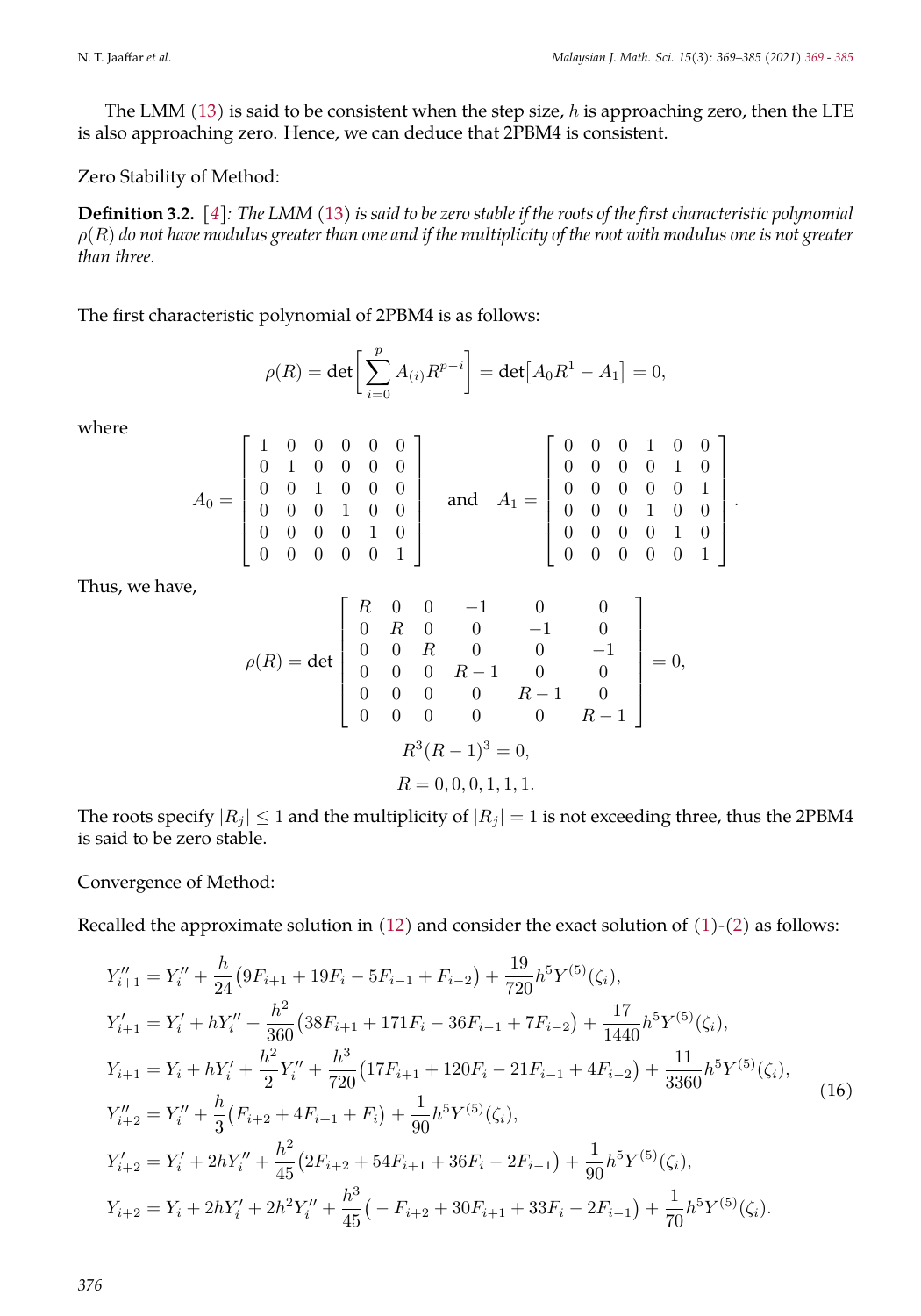The LMM (13) is said to be consistent when the step size, $h$ is approaching zero, then the LTE is also approaching zero. Hence, we can deduce that 2PBM4 is consistent.

Zero Stability of Method:

**Definition 3.2.** [4]*: The LMM (13) is said to be zero stable if the roots of the first characteristic polynomial $\rho(R)$ do not have modulus greater than one and if the multiplicity of the root with modulus one is not greater than three.*

The first characteristic polynomial of 2PBM4 is as follows:

$$\rho(R) = \det\Big[\sum_{i=0}^{p} A_{(i)} R^{p-i}\Big] = \det\big[A_0 R^1 - A_1\big] = 0,$$

where

$$A_0 = \begin{bmatrix} 1 & 0 & 0 & 0 & 0 & 0 \\ 0 & 1 & 0 & 0 & 0 & 0 \\ 0 & 0 & 1 & 0 & 0 & 0 \\ 0 & 0 & 0 & 1 & 0 & 0 \\ 0 & 0 & 0 & 0 & 1 & 0 \\ 0 & 0 & 0 & 0 & 0 & 1 \end{bmatrix} \quad \text{and} \quad A_1 = \begin{bmatrix} 0 & 0 & 0 & 1 & 0 & 0 \\ 0 & 0 & 0 & 0 & 1 & 0 \\ 0 & 0 & 0 & 0 & 0 & 1 \\ 0 & 0 & 0 & 1 & 0 & 0 \\ 0 & 0 & 0 & 0 & 1 & 0 \\ 0 & 0 & 0 & 0 & 0 & 1 \end{bmatrix}.$$

Thus, we have,

$$\rho(R) = \det \begin{bmatrix} R & 0 & 0 & -1 & 0 & 0 \\ 0 & R & 0 & 0 & -1 & 0 \\ 0 & 0 & R & 0 & 0 & -1 \\ 0 & 0 & 0 & R-1 & 0 & 0 \\ 0 & 0 & 0 & 0 & R-1 & 0 \\ 0 & 0 & 0 & 0 & 0 & R-1 \end{bmatrix} = 0,$$

$$R^3(R-1)^3 = 0,$$

$$R = 0, 0, 0, 1, 1, 1.$$

The roots specify $|R_j| \leq 1$ and the multiplicity of $|R_j| = 1$ is not exceeding three, thus the 2PBM4 is said to be zero stable.

Convergence of Method:

Recalled the approximate solution in (12) and consider the exact solution of (1)-(2) as follows:

$$\begin{aligned}
Y''_{i+1} &= Y''_i + \frac{h}{24}\big(9F_{i+1} + 19F_i - 5F_{i-1} + F_{i-2}\big) + \frac{19}{720}h^5 Y^{(5)}(\zeta_i), \\
Y'_{i+1} &= Y'_i + hY''_i + \frac{h^2}{360}\big(38F_{i+1} + 171F_i - 36F_{i-1} + 7F_{i-2}\big) + \frac{17}{1440}h^5 Y^{(5)}(\zeta_i), \\
Y_{i+1} &= Y_i + hY'_i + \frac{h^2}{2}Y''_i + \frac{h^3}{720}\big(17F_{i+1} + 120F_i - 21F_{i-1} + 4F_{i-2}\big) + \frac{11}{3360}h^5 Y^{(5)}(\zeta_i), \\
Y''_{i+2} &= Y''_i + \frac{h}{3}\big(F_{i+2} + 4F_{i+1} + F_i\big) + \frac{1}{90}h^5 Y^{(5)}(\zeta_i), \\
Y'_{i+2} &= Y'_i + 2hY''_i + \frac{h^2}{45}\big(2F_{i+2} + 54F_{i+1} + 36F_i - 2F_{i-1}\big) + \frac{1}{90}h^5 Y^{(5)}(\zeta_i), \\
Y_{i+2} &= Y_i + 2hY'_i + 2h^2 Y''_i + \frac{h^3}{45}\big(-F_{i+2} + 30F_{i+1} + 33F_i - 2F_{i-1}\big) + \frac{1}{70}h^5 Y^{(5)}(\zeta_i).
\end{aligned} \tag{16}$$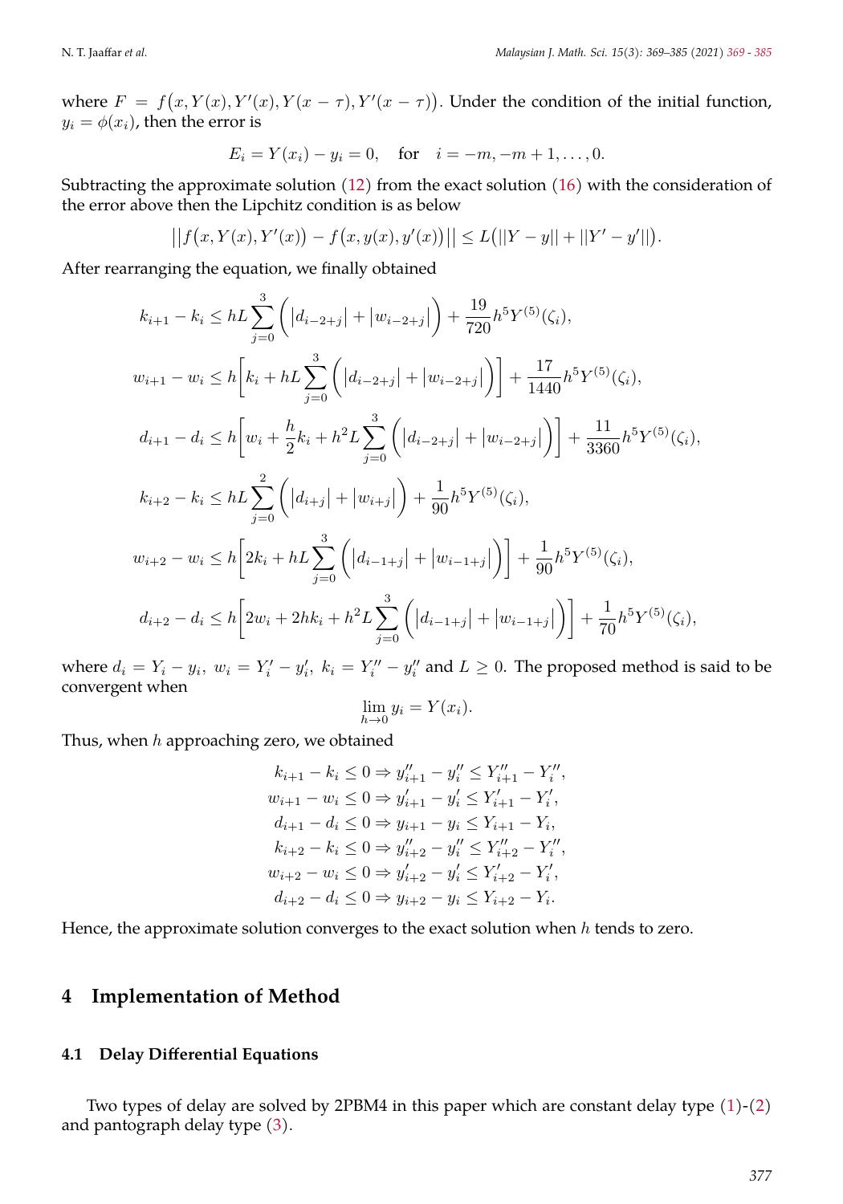where $F = f\big(x, Y(x), Y'(x), Y(x-\tau), Y'(x-\tau)\big)$. Under the condition of the initial function, $y_i = \phi(x_i)$, then the error is

$$E_i = Y(x_i) - y_i = 0, \quad \text{for} \quad i = -m, -m+1, \ldots, 0.$$

Subtracting the approximate solution (12) from the exact solution (16) with the consideration of the error above then the Lipchitz condition is as below

$$\big|\big|f\big(x, Y(x), Y'(x)\big) - f\big(x, y(x), y'(x)\big)\big|\big| \leq L\big(||Y - y|| + ||Y' - y'||\big).$$

After rearranging the equation, we finally obtained

$$k_{i+1} - k_i \leq hL\sum_{j=0}^{3}\Big(\big|d_{i-2+j}\big| + \big|w_{i-2+j}\big|\Big) + \frac{19}{720}h^5 Y^{(5)}(\zeta_i),$$

$$w_{i+1} - w_i \leq h\bigg[k_i + hL\sum_{j=0}^{3}\Big(\big|d_{i-2+j}\big| + \big|w_{i-2+j}\big|\Big)\bigg] + \frac{17}{1440}h^5 Y^{(5)}(\zeta_i),$$

$$d_{i+1} - d_i \leq h\bigg[w_i + \frac{h}{2}k_i + h^2 L\sum_{j=0}^{3}\Big(\big|d_{i-2+j}\big| + \big|w_{i-2+j}\big|\Big)\bigg] + \frac{11}{3360}h^5 Y^{(5)}(\zeta_i),$$

$$k_{i+2} - k_i \leq hL\sum_{j=0}^{2}\Big(\big|d_{i+j}\big| + \big|w_{i+j}\big|\Big) + \frac{1}{90}h^5 Y^{(5)}(\zeta_i),$$

$$w_{i+2} - w_i \leq h\bigg[2k_i + hL\sum_{j=0}^{3}\Big(\big|d_{i-1+j}\big| + \big|w_{i-1+j}\big|\Big)\bigg] + \frac{1}{90}h^5 Y^{(5)}(\zeta_i),$$

$$d_{i+2} - d_i \leq h\bigg[2w_i + 2hk_i + h^2 L\sum_{j=0}^{3}\Big(\big|d_{i-1+j}\big| + \big|w_{i-1+j}\big|\Big)\bigg] + \frac{1}{70}h^5 Y^{(5)}(\zeta_i),$$

where $d_i = Y_i - y_i$, $w_i = Y_i' - y_i'$, $k_i = Y_i'' - y_i''$ and $L \geq 0$. The proposed method is said to be convergent when

$$\lim_{h \to 0} y_i = Y(x_i).$$

Thus, when $h$ approaching zero, we obtained

$$\begin{aligned}
k_{i+1} - k_i \leq 0 &\Rightarrow y_{i+1}'' - y_i'' \leq Y_{i+1}'' - Y_i'', \\
w_{i+1} - w_i \leq 0 &\Rightarrow y_{i+1}' - y_i' \leq Y_{i+1}' - Y_i', \\
d_{i+1} - d_i \leq 0 &\Rightarrow y_{i+1} - y_i \leq Y_{i+1} - Y_i, \\
k_{i+2} - k_i \leq 0 &\Rightarrow y_{i+2}'' - y_i'' \leq Y_{i+2}'' - Y_i'', \\
w_{i+2} - w_i \leq 0 &\Rightarrow y_{i+2}' - y_i' \leq Y_{i+2}' - Y_i', \\
d_{i+2} - d_i \leq 0 &\Rightarrow y_{i+2} - y_i \leq Y_{i+2} - Y_i.
\end{aligned}$$

Hence, the approximate solution converges to the exact solution when $h$ tends to zero.

## 4 Implementation of Method

### 4.1 Delay Differential Equations

Two types of delay are solved by 2PBM4 in this paper which are constant delay type (1)-(2) and pantograph delay type (3).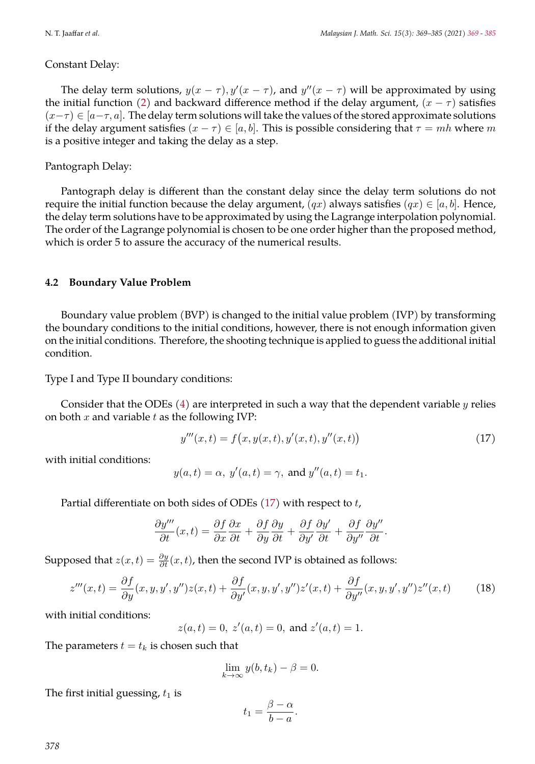Constant Delay:

The delay term solutions, $y(x-\tau), y'(x-\tau)$, and $y''(x-\tau)$ will be approximated by using the initial function (2) and backward difference method if the delay argument, $(x-\tau)$ satisfies $(x-\tau) \in [a-\tau, a]$. The delay term solutions will take the values of the stored approximate solutions if the delay argument satisfies $(x-\tau) \in [a, b]$. This is possible considering that $\tau = mh$ where $m$ is a positive integer and taking the delay as a step.

Pantograph Delay:

Pantograph delay is different than the constant delay since the delay term solutions do not require the initial function because the delay argument, $(qx)$ always satisfies $(qx) \in [a, b]$. Hence, the delay term solutions have to be approximated by using the Lagrange interpolation polynomial. The order of the Lagrange polynomial is chosen to be one order higher than the proposed method, which is order 5 to assure the accuracy of the numerical results.

### 4.2 Boundary Value Problem

Boundary value problem (BVP) is changed to the initial value problem (IVP) by transforming the boundary conditions to the initial conditions, however, there is not enough information given on the initial conditions. Therefore, the shooting technique is applied to guess the additional initial condition.

Type I and Type II boundary conditions:

Consider that the ODEs (4) are interpreted in such a way that the dependent variable $y$ relies on both $x$ and variable $t$ as the following IVP:

$$y'''(x,t) = f\big(x, y(x,t), y'(x,t), y''(x,t)\big) \tag{17}$$

with initial conditions:

$$y(a,t) = \alpha,\ y'(a,t) = \gamma, \text{ and } y''(a,t) = t_1.$$

Partial differentiate on both sides of ODEs (17) with respect to $t$,

$$\frac{\partial y'''}{\partial t}(x,t) = \frac{\partial f}{\partial x}\frac{\partial x}{\partial t} + \frac{\partial f}{\partial y}\frac{\partial y}{\partial t} + \frac{\partial f}{\partial y'}\frac{\partial y'}{\partial t} + \frac{\partial f}{\partial y''}\frac{\partial y''}{\partial t}.$$

Supposed that $z(x,t) = \frac{\partial y}{\partial t}(x,t)$, then the second IVP is obtained as follows:

$$z'''(x,t) = \frac{\partial f}{\partial y}(x,y,y',y'')z(x,t) + \frac{\partial f}{\partial y'}(x,y,y',y'')z'(x,t) + \frac{\partial f}{\partial y''}(x,y,y',y'')z''(x,t) \tag{18}$$

with initial conditions:

$$z(a,t) = 0,\ z'(a,t) = 0, \text{ and } z'(a,t) = 1.$$

The parameters $t = t_k$ is chosen such that

$$\lim_{k\to\infty} y(b,t_k) - \beta = 0.$$

The first initial guessing, $t_1$ is

$$t_1 = \frac{\beta - \alpha}{b - a}.$$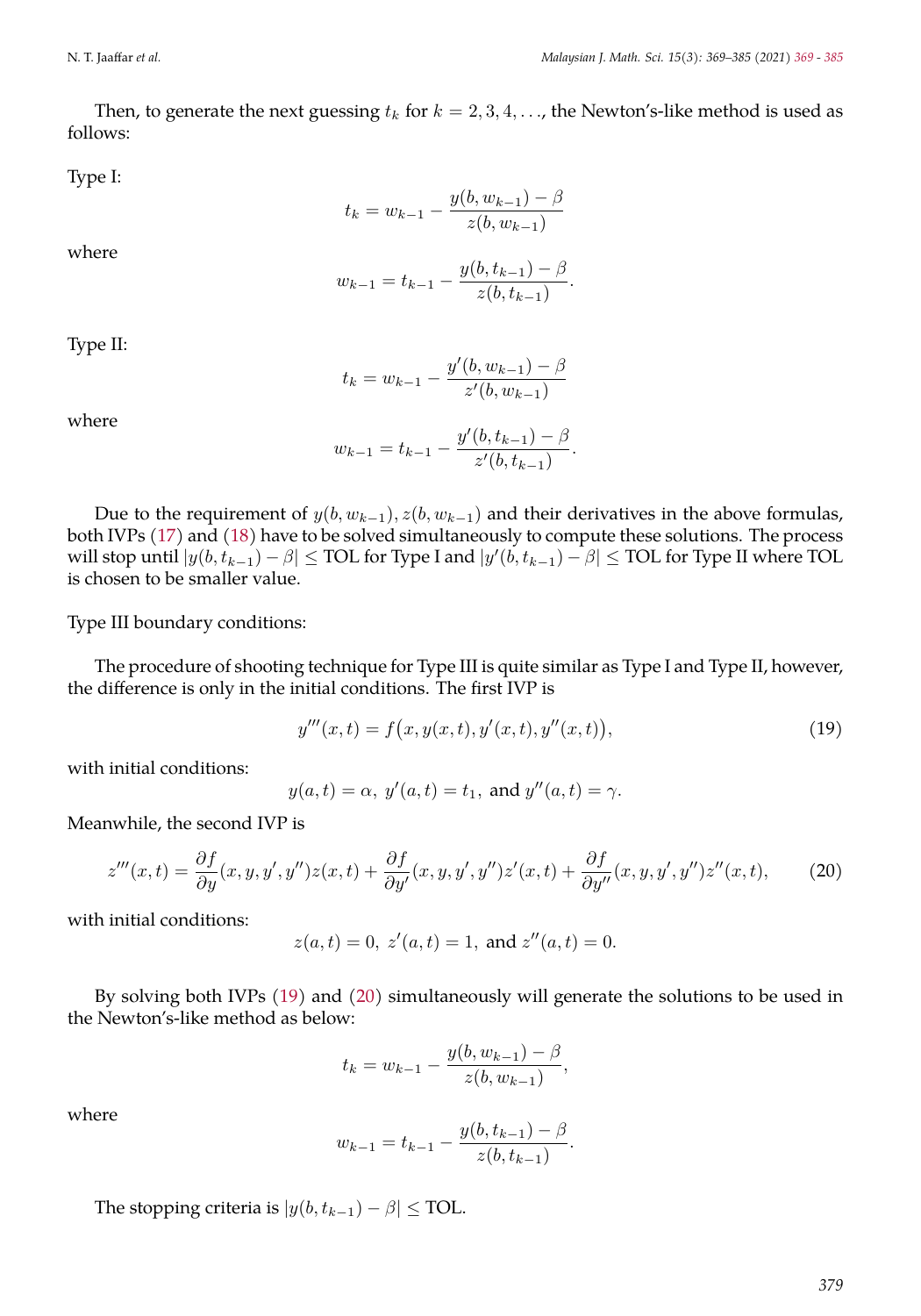Then, to generate the next guessing $t_k$ for $k = 2, 3, 4, \ldots$, the Newton's-like method is used as follows:

Type I:

$$t_k = w_{k-1} - \frac{y(b, w_{k-1}) - \beta}{z(b, w_{k-1})}$$

where

$$w_{k-1} = t_{k-1} - \frac{y(b, t_{k-1}) - \beta}{z(b, t_{k-1})}.$$

Type II:

$$t_k = w_{k-1} - \frac{y'(b, w_{k-1}) - \beta}{z'(b, w_{k-1})}$$

where

$$w_{k-1} = t_{k-1} - \frac{y'(b, t_{k-1}) - \beta}{z'(b, t_{k-1})}.$$

Due to the requirement of $y(b, w_{k-1}), z(b, w_{k-1})$ and their derivatives in the above formulas, both IVPs (17) and (18) have to be solved simultaneously to compute these solutions. The process will stop until $|y(b, t_{k-1}) - \beta| \leq \text{TOL}$ for Type I and $|y'(b, t_{k-1}) - \beta| \leq \text{TOL}$ for Type II where TOL is chosen to be smaller value.

Type III boundary conditions:

The procedure of shooting technique for Type III is quite similar as Type I and Type II, however, the difference is only in the initial conditions. The first IVP is

$$y'''(x, t) = f\big(x, y(x, t), y'(x, t), y''(x, t)\big), \tag{19}$$

with initial conditions:

$$y(a, t) = \alpha, \; y'(a, t) = t_1, \text{ and } y''(a, t) = \gamma.$$

Meanwhile, the second IVP is

$$z'''(x, t) = \frac{\partial f}{\partial y}(x, y, y', y'')z(x, t) + \frac{\partial f}{\partial y'}(x, y, y', y'')z'(x, t) + \frac{\partial f}{\partial y''}(x, y, y', y'')z''(x, t), \tag{20}$$

with initial conditions:

$$z(a, t) = 0, \; z'(a, t) = 1, \text{ and } z''(a, t) = 0.$$

By solving both IVPs (19) and (20) simultaneously will generate the solutions to be used in the Newton's-like method as below:

$$t_k = w_{k-1} - \frac{y(b, w_{k-1}) - \beta}{z(b, w_{k-1})},$$

where

$$w_{k-1} = t_{k-1} - \frac{y(b, t_{k-1}) - \beta}{z(b, t_{k-1})}.$$

The stopping criteria is $|y(b, t_{k-1}) - \beta| \leq \text{TOL}$.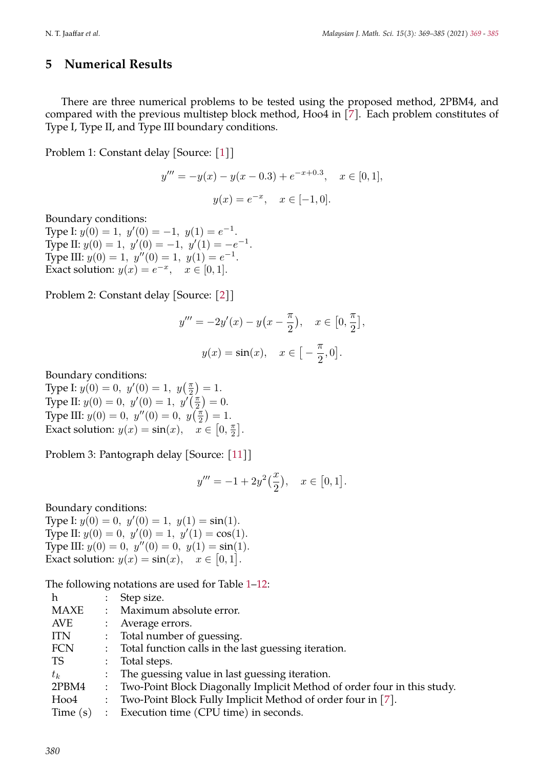## 5 Numerical Results

There are three numerical problems to be tested using the proposed method, 2PBM4, and compared with the previous multistep block method, Hoo4 in [7]. Each problem constitutes of Type I, Type II, and Type III boundary conditions.

Problem 1: Constant delay [Source: [1]]

$$y''' = -y(x) - y(x - 0.3) + e^{-x+0.3}, \quad x \in [0, 1],$$

$$y(x) = e^{-x}, \quad x \in [-1, 0].$$

Boundary conditions:
Type I: $y(0) = 1,\ y'(0) = -1,\ y(1) = e^{-1}$.
Type II: $y(0) = 1,\ y'(0) = -1,\ y'(1) = -e^{-1}$.
Type III: $y(0) = 1,\ y''(0) = 1,\ y(1) = e^{-1}$.
Exact solution: $y(x) = e^{-x}, \quad x \in [0, 1]$.

Problem 2: Constant delay [Source: [2]]

$$y''' = -2y'(x) - y\big(x - \frac{\pi}{2}\big), \quad x \in \big[0, \frac{\pi}{2}\big],$$

$$y(x) = \sin(x), \quad x \in \big[-\frac{\pi}{2}, 0\big].$$

Boundary conditions:
Type I: $y(0) = 0,\ y'(0) = 1,\ y\big(\frac{\pi}{2}\big) = 1$.
Type II: $y(0) = 0,\ y'(0) = 1,\ y'\big(\frac{\pi}{2}\big) = 0$.
Type III: $y(0) = 0,\ y''(0) = 0,\ y\big(\frac{\pi}{2}\big) = 1$.
Exact solution: $y(x) = \sin(x), \quad x \in \big[0, \frac{\pi}{2}\big]$.

Problem 3: Pantograph delay [Source: [11]]

$$y''' = -1 + 2y^2\big(\frac{x}{2}\big), \quad x \in \big[0, 1\big].$$

Boundary conditions:
Type I: $y(0) = 0,\ y'(0) = 1,\ y(1) = \sin(1)$.
Type II: $y(0) = 0,\ y'(0) = 1,\ y'(1) = \cos(1)$.
Type III: $y(0) = 0,\ y''(0) = 0,\ y(1) = \sin(1)$.
Exact solution: $y(x) = \sin(x), \quad x \in \big[0, 1\big]$.

The following notations are used for Table 1–12:

| | | |
|---|---|---|
| h | : | Step size. |
| MAXE | : | Maximum absolute error. |
| AVE | : | Average errors. |
| ITN | : | Total number of guessing. |
| FCN | : | Total function calls in the last guessing iteration. |
| TS | : | Total steps. |
| $t_k$ | : | The guessing value in last guessing iteration. |
| 2PBM4 | : | Two-Point Block Diagonally Implicit Method of order four in this study. |
| Hoo4 | : | Two-Point Block Fully Implicit Method of order four in [7]. |
| Time (s) | : | Execution time (CPU time) in seconds. |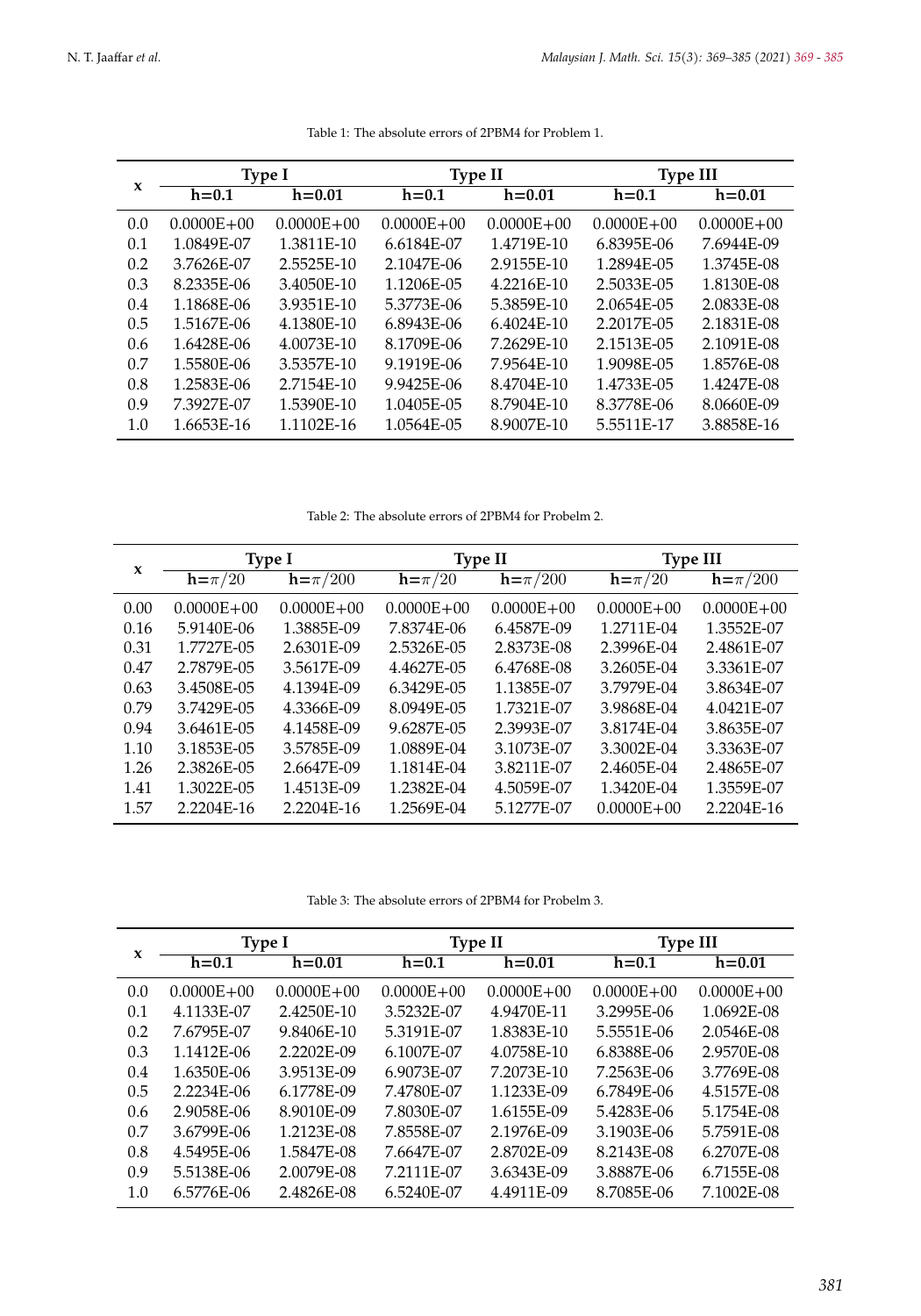Table 1: The absolute errors of 2PBM4 for Problem 1.

| x | Type I | | Type II | | Type III | |
|---|---|---|---|---|---|---|
| | h=0.1 | h=0.01 | h=0.1 | h=0.01 | h=0.1 | h=0.01 |
| 0.0 | 0.0000E+00 | 0.0000E+00 | 0.0000E+00 | 0.0000E+00 | 0.0000E+00 | 0.0000E+00 |
| 0.1 | 1.0849E-07 | 1.3811E-10 | 6.6184E-07 | 1.4719E-10 | 6.8395E-06 | 7.6944E-09 |
| 0.2 | 3.7626E-07 | 2.5525E-10 | 2.1047E-06 | 2.9155E-10 | 1.2894E-05 | 1.3745E-08 |
| 0.3 | 8.2335E-06 | 3.4050E-10 | 1.1206E-05 | 4.2216E-10 | 2.5033E-05 | 1.8130E-08 |
| 0.4 | 1.1868E-06 | 3.9351E-10 | 5.3773E-06 | 5.3859E-10 | 2.0654E-05 | 2.0833E-08 |
| 0.5 | 1.5167E-06 | 4.1380E-10 | 6.8943E-06 | 6.4024E-10 | 2.2017E-05 | 2.1831E-08 |
| 0.6 | 1.6428E-06 | 4.0073E-10 | 8.1709E-06 | 7.2629E-10 | 2.1513E-05 | 2.1091E-08 |
| 0.7 | 1.5580E-06 | 3.5357E-10 | 9.1919E-06 | 7.9564E-10 | 1.9098E-05 | 1.8576E-08 |
| 0.8 | 1.2583E-06 | 2.7154E-10 | 9.9425E-06 | 8.4704E-10 | 1.4733E-05 | 1.4247E-08 |
| 0.9 | 7.3927E-07 | 1.5390E-10 | 1.0405E-05 | 8.7904E-10 | 8.3778E-06 | 8.0660E-09 |
| 1.0 | 1.6653E-16 | 1.1102E-16 | 1.0564E-05 | 8.9007E-10 | 5.5511E-17 | 3.8858E-16 |

Table 2: The absolute errors of 2PBM4 for Probelm 2.

| x | Type I | | Type II | | Type III | |
|---|---|---|---|---|---|---|
| | h=$\pi/20$ | h=$\pi/200$ | h=$\pi/20$ | h=$\pi/200$ | h=$\pi/20$ | h=$\pi/200$ |
| 0.00 | 0.0000E+00 | 0.0000E+00 | 0.0000E+00 | 0.0000E+00 | 0.0000E+00 | 0.0000E+00 |
| 0.16 | 5.9140E-06 | 1.3885E-09 | 7.8374E-06 | 6.4587E-09 | 1.2711E-04 | 1.3552E-07 |
| 0.31 | 1.7727E-05 | 2.6301E-09 | 2.5326E-05 | 2.8373E-08 | 2.3996E-04 | 2.4861E-07 |
| 0.47 | 2.7879E-05 | 3.5617E-09 | 4.4627E-05 | 6.4768E-08 | 3.2605E-04 | 3.3361E-07 |
| 0.63 | 3.4508E-05 | 4.1394E-09 | 6.3429E-05 | 1.1385E-07 | 3.7979E-04 | 3.8634E-07 |
| 0.79 | 3.7429E-05 | 4.3366E-09 | 8.0949E-05 | 1.7321E-07 | 3.9868E-04 | 4.0421E-07 |
| 0.94 | 3.6461E-05 | 4.1458E-09 | 9.6287E-05 | 2.3993E-07 | 3.8174E-04 | 3.8635E-07 |
| 1.10 | 3.1853E-05 | 3.5785E-09 | 1.0889E-04 | 3.1073E-07 | 3.3002E-04 | 3.3363E-07 |
| 1.26 | 2.3826E-05 | 2.6647E-09 | 1.1814E-04 | 3.8211E-07 | 2.4605E-04 | 2.4865E-07 |
| 1.41 | 1.3022E-05 | 1.4513E-09 | 1.2382E-04 | 4.5059E-07 | 1.3420E-04 | 1.3559E-07 |
| 1.57 | 2.2204E-16 | 2.2204E-16 | 1.2569E-04 | 5.1277E-07 | 0.0000E+00 | 2.2204E-16 |

Table 3: The absolute errors of 2PBM4 for Probelm 3.

| x | Type I | | Type II | | Type III | |
|---|---|---|---|---|---|---|
| | h=0.1 | h=0.01 | h=0.1 | h=0.01 | h=0.1 | h=0.01 |
| 0.0 | 0.0000E+00 | 0.0000E+00 | 0.0000E+00 | 0.0000E+00 | 0.0000E+00 | 0.0000E+00 |
| 0.1 | 4.1133E-07 | 2.4250E-10 | 3.5232E-07 | 4.9470E-11 | 3.2995E-06 | 1.0692E-08 |
| 0.2 | 7.6795E-07 | 9.8406E-10 | 5.3191E-07 | 1.8383E-10 | 5.5551E-06 | 2.0546E-08 |
| 0.3 | 1.1412E-06 | 2.2202E-09 | 6.1007E-07 | 4.0758E-10 | 6.8388E-06 | 2.9570E-08 |
| 0.4 | 1.6350E-06 | 3.9513E-09 | 6.9073E-07 | 7.2073E-10 | 7.2563E-06 | 3.7769E-08 |
| 0.5 | 2.2234E-06 | 6.1778E-09 | 7.4780E-07 | 1.1233E-09 | 6.7849E-06 | 4.5157E-08 |
| 0.6 | 2.9058E-06 | 8.9010E-09 | 7.8030E-07 | 1.6155E-09 | 5.4283E-06 | 5.1754E-08 |
| 0.7 | 3.6799E-06 | 1.2123E-08 | 7.8558E-07 | 2.1976E-09 | 3.1903E-06 | 5.7591E-08 |
| 0.8 | 4.5495E-06 | 1.5847E-08 | 7.6647E-07 | 2.8702E-09 | 8.2143E-08 | 6.2707E-08 |
| 0.9 | 5.5138E-06 | 2.0079E-08 | 7.2111E-07 | 3.6343E-09 | 3.8887E-06 | 6.7155E-08 |
| 1.0 | 6.5776E-06 | 2.4826E-08 | 6.5240E-07 | 4.4911E-09 | 8.7085E-06 | 7.1002E-08 |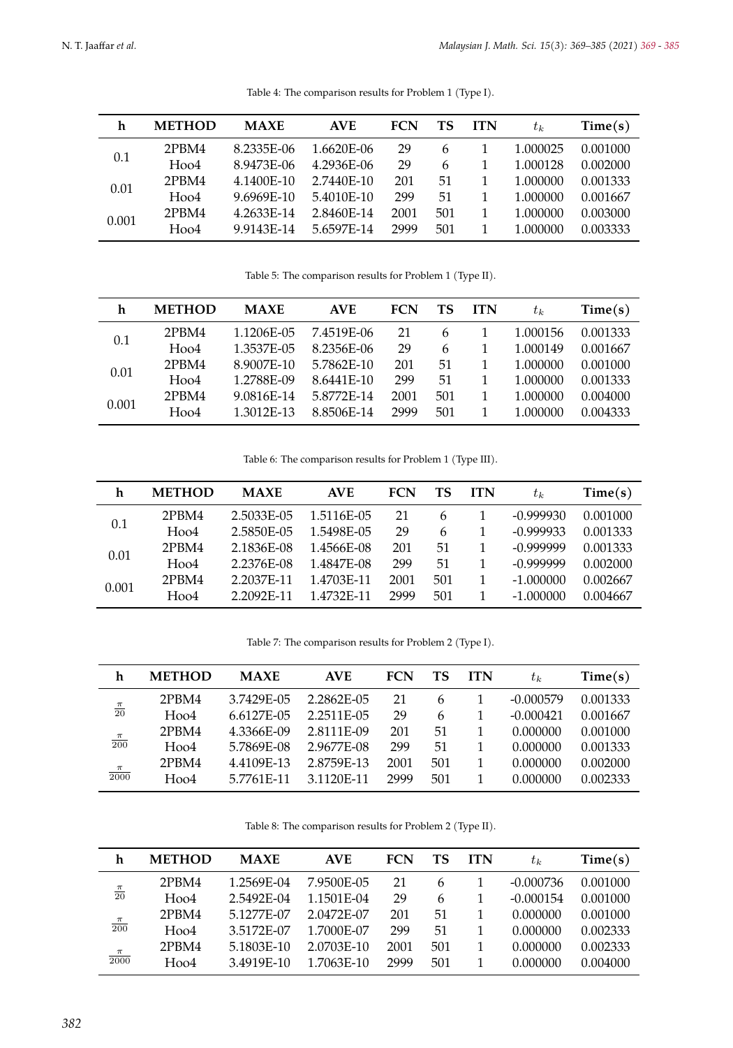Table 4: The comparison results for Problem 1 (Type I).

| h | METHOD | MAXE | AVE | FCN | TS | ITN | $t_k$ | Time(s) |
|---|---|---|---|---|---|---|---|---|
| 0.1 | 2PBM4 | 8.2335E-06 | 1.6620E-06 | 29 | 6 | 1 | 1.000025 | 0.001000 |
| | Hoo4 | 8.9473E-06 | 4.2936E-06 | 29 | 6 | 1 | 1.000128 | 0.002000 |
| 0.01 | 2PBM4 | 4.1400E-10 | 2.7440E-10 | 201 | 51 | 1 | 1.000000 | 0.001333 |
| | Hoo4 | 9.6969E-10 | 5.4010E-10 | 299 | 51 | 1 | 1.000000 | 0.001667 |
| 0.001 | 2PBM4 | 4.2633E-14 | 2.8460E-14 | 2001 | 501 | 1 | 1.000000 | 0.003000 |
| | Hoo4 | 9.9143E-14 | 5.6597E-14 | 2999 | 501 | 1 | 1.000000 | 0.003333 |

Table 5: The comparison results for Problem 1 (Type II).

| h | METHOD | MAXE | AVE | FCN | TS | ITN | $t_k$ | Time(s) |
|---|---|---|---|---|---|---|---|---|
| 0.1 | 2PBM4 | 1.1206E-05 | 7.4519E-06 | 21 | 6 | 1 | 1.000156 | 0.001333 |
| | Hoo4 | 1.3537E-05 | 8.2356E-06 | 29 | 6 | 1 | 1.000149 | 0.001667 |
| 0.01 | 2PBM4 | 8.9007E-10 | 5.7862E-10 | 201 | 51 | 1 | 1.000000 | 0.001000 |
| | Hoo4 | 1.2788E-09 | 8.6441E-10 | 299 | 51 | 1 | 1.000000 | 0.001333 |
| 0.001 | 2PBM4 | 9.0816E-14 | 5.8772E-14 | 2001 | 501 | 1 | 1.000000 | 0.004000 |
| | Hoo4 | 1.3012E-13 | 8.8506E-14 | 2999 | 501 | 1 | 1.000000 | 0.004333 |

Table 6: The comparison results for Problem 1 (Type III).

| h | METHOD | MAXE | AVE | FCN | TS | ITN | $t_k$ | Time(s) |
|---|---|---|---|---|---|---|---|---|
| 0.1 | 2PBM4 | 2.5033E-05 | 1.5116E-05 | 21 | 6 | 1 | -0.999930 | 0.001000 |
| | Hoo4 | 2.5850E-05 | 1.5498E-05 | 29 | 6 | 1 | -0.999933 | 0.001333 |
| 0.01 | 2PBM4 | 2.1836E-08 | 1.4566E-08 | 201 | 51 | 1 | -0.999999 | 0.001333 |
| | Hoo4 | 2.2376E-08 | 1.4847E-08 | 299 | 51 | 1 | -0.999999 | 0.002000 |
| 0.001 | 2PBM4 | 2.2037E-11 | 1.4703E-11 | 2001 | 501 | 1 | -1.000000 | 0.002667 |
| | Hoo4 | 2.2092E-11 | 1.4732E-11 | 2999 | 501 | 1 | -1.000000 | 0.004667 |

Table 7: The comparison results for Problem 2 (Type I).

| h | METHOD | MAXE | AVE | FCN | TS | ITN | $t_k$ | Time(s) |
|---|---|---|---|---|---|---|---|---|
| $\frac{\pi}{20}$ | 2PBM4 | 3.7429E-05 | 2.2862E-05 | 21 | 6 | 1 | -0.000579 | 0.001333 |
| | Hoo4 | 6.6127E-05 | 2.2511E-05 | 29 | 6 | 1 | -0.000421 | 0.001667 |
| $\frac{\pi}{200}$ | 2PBM4 | 4.3366E-09 | 2.8111E-09 | 201 | 51 | 1 | 0.000000 | 0.001000 |
| | Hoo4 | 5.7869E-08 | 2.9677E-08 | 299 | 51 | 1 | 0.000000 | 0.001333 |
| $\frac{\pi}{2000}$ | 2PBM4 | 4.4109E-13 | 2.8759E-13 | 2001 | 501 | 1 | 0.000000 | 0.002000 |
| | Hoo4 | 5.7761E-11 | 3.1120E-11 | 2999 | 501 | 1 | 0.000000 | 0.002333 |

Table 8: The comparison results for Problem 2 (Type II).

| h | METHOD | MAXE | AVE | FCN | TS | ITN | $t_k$ | Time(s) |
|---|---|---|---|---|---|---|---|---|
| $\frac{\pi}{20}$ | 2PBM4 | 1.2569E-04 | 7.9500E-05 | 21 | 6 | 1 | -0.000736 | 0.001000 |
| | Hoo4 | 2.5492E-04 | 1.1501E-04 | 29 | 6 | 1 | -0.000154 | 0.001000 |
| $\frac{\pi}{200}$ | 2PBM4 | 5.1277E-07 | 2.0472E-07 | 201 | 51 | 1 | 0.000000 | 0.001000 |
| | Hoo4 | 3.5172E-07 | 1.7000E-07 | 299 | 51 | 1 | 0.000000 | 0.002333 |
| $\frac{\pi}{2000}$ | 2PBM4 | 5.1803E-10 | 2.0703E-10 | 2001 | 501 | 1 | 0.000000 | 0.002333 |
| | Hoo4 | 3.4919E-10 | 1.7063E-10 | 2999 | 501 | 1 | 0.000000 | 0.004000 |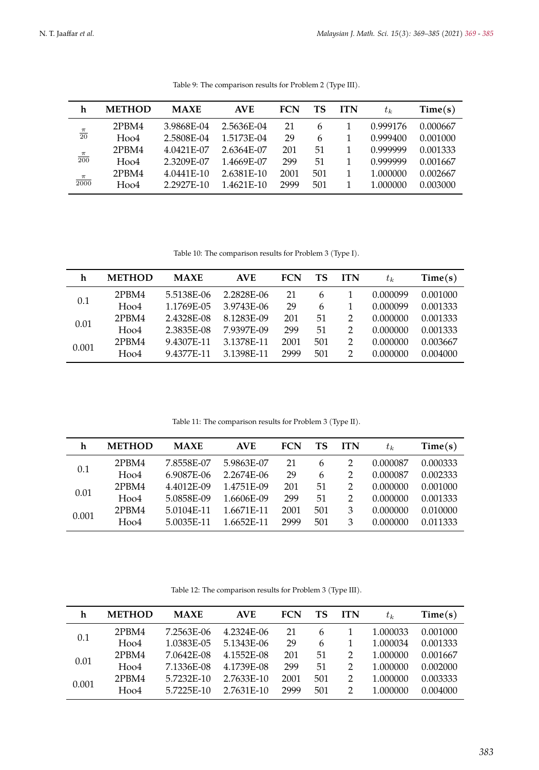Table 9: The comparison results for Problem 2 (Type III).

| h | METHOD | MAXE | AVE | FCN | TS | ITN | $t_k$ | Time(s) |
|---|---|---|---|---|---|---|---|---|
| $\frac{\pi}{20}$ | 2PBM4 | 3.9868E-04 | 2.5636E-04 | 21 | 6 | 1 | 0.999176 | 0.000667 |
| | Hoo4 | 2.5808E-04 | 1.5173E-04 | 29 | 6 | 1 | 0.999400 | 0.001000 |
| $\frac{\pi}{200}$ | 2PBM4 | 4.0421E-07 | 2.6364E-07 | 201 | 51 | 1 | 0.999999 | 0.001333 |
| | Hoo4 | 2.3209E-07 | 1.4669E-07 | 299 | 51 | 1 | 0.999999 | 0.001667 |
| $\frac{\pi}{2000}$ | 2PBM4 | 4.0441E-10 | 2.6381E-10 | 2001 | 501 | 1 | 1.000000 | 0.002667 |
| | Hoo4 | 2.2927E-10 | 1.4621E-10 | 2999 | 501 | 1 | 1.000000 | 0.003000 |

Table 10: The comparison results for Problem 3 (Type I).

| h | METHOD | MAXE | AVE | FCN | TS | ITN | $t_k$ | Time(s) |
|---|---|---|---|---|---|---|---|---|
| 0.1 | 2PBM4 | 5.5138E-06 | 2.2828E-06 | 21 | 6 | 1 | 0.000099 | 0.001000 |
| | Hoo4 | 1.1769E-05 | 3.9743E-06 | 29 | 6 | 1 | 0.000099 | 0.001333 |
| 0.01 | 2PBM4 | 2.4328E-08 | 8.1283E-09 | 201 | 51 | 2 | 0.000000 | 0.001333 |
| | Hoo4 | 2.3835E-08 | 7.9397E-09 | 299 | 51 | 2 | 0.000000 | 0.001333 |
| 0.001 | 2PBM4 | 9.4307E-11 | 3.1378E-11 | 2001 | 501 | 2 | 0.000000 | 0.003667 |
| | Hoo4 | 9.4377E-11 | 3.1398E-11 | 2999 | 501 | 2 | 0.000000 | 0.004000 |

Table 11: The comparison results for Problem 3 (Type II).

| h | METHOD | MAXE | AVE | FCN | TS | ITN | $t_k$ | Time(s) |
|---|---|---|---|---|---|---|---|---|
| 0.1 | 2PBM4 | 7.8558E-07 | 5.9863E-07 | 21 | 6 | 2 | 0.000087 | 0.000333 |
| | Hoo4 | 6.9087E-06 | 2.2674E-06 | 29 | 6 | 2 | 0.000087 | 0.002333 |
| 0.01 | 2PBM4 | 4.4012E-09 | 1.4751E-09 | 201 | 51 | 2 | 0.000000 | 0.001000 |
| | Hoo4 | 5.0858E-09 | 1.6606E-09 | 299 | 51 | 2 | 0.000000 | 0.001333 |
| 0.001 | 2PBM4 | 5.0104E-11 | 1.6671E-11 | 2001 | 501 | 3 | 0.000000 | 0.010000 |
| | Hoo4 | 5.0035E-11 | 1.6652E-11 | 2999 | 501 | 3 | 0.000000 | 0.011333 |

Table 12: The comparison results for Problem 3 (Type III).

| h | METHOD | MAXE | AVE | FCN | TS | ITN | $t_k$ | Time(s) |
|---|---|---|---|---|---|---|---|---|
| 0.1 | 2PBM4 | 7.2563E-06 | 4.2324E-06 | 21 | 6 | 1 | 1.000033 | 0.001000 |
| | Hoo4 | 1.0383E-05 | 5.1343E-06 | 29 | 6 | 1 | 1.000034 | 0.001333 |
| 0.01 | 2PBM4 | 7.0642E-08 | 4.1552E-08 | 201 | 51 | 2 | 1.000000 | 0.001667 |
| | Hoo4 | 7.1336E-08 | 4.1739E-08 | 299 | 51 | 2 | 1.000000 | 0.002000 |
| 0.001 | 2PBM4 | 5.7232E-10 | 2.7633E-10 | 2001 | 501 | 2 | 1.000000 | 0.003333 |
| | Hoo4 | 5.7225E-10 | 2.7631E-10 | 2999 | 501 | 2 | 1.000000 | 0.004000 |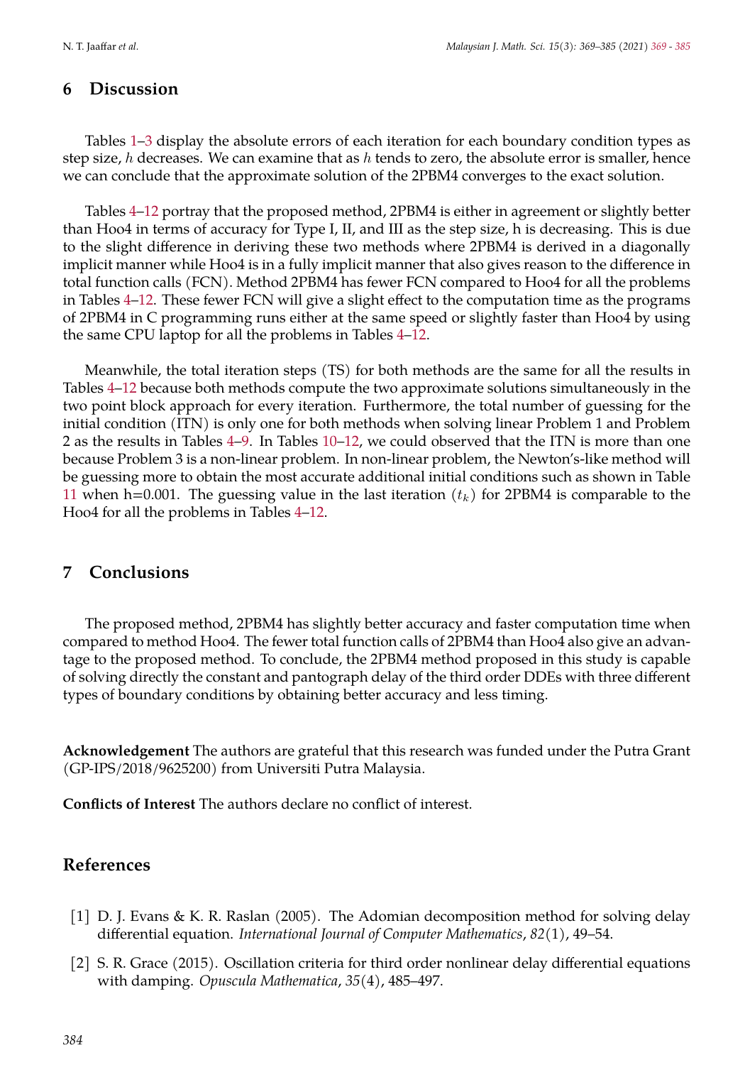## 6 Discussion

Tables 1–3 display the absolute errors of each iteration for each boundary condition types as step size, $h$ decreases. We can examine that as $h$ tends to zero, the absolute error is smaller, hence we can conclude that the approximate solution of the 2PBM4 converges to the exact solution.

Tables 4–12 portray that the proposed method, 2PBM4 is either in agreement or slightly better than Hoo4 in terms of accuracy for Type I, II, and III as the step size, h is decreasing. This is due to the slight difference in deriving these two methods where 2PBM4 is derived in a diagonally implicit manner while Hoo4 is in a fully implicit manner that also gives reason to the difference in total function calls (FCN). Method 2PBM4 has fewer FCN compared to Hoo4 for all the problems in Tables 4–12. These fewer FCN will give a slight effect to the computation time as the programs of 2PBM4 in C programming runs either at the same speed or slightly faster than Hoo4 by using the same CPU laptop for all the problems in Tables 4–12.

Meanwhile, the total iteration steps (TS) for both methods are the same for all the results in Tables 4–12 because both methods compute the two approximate solutions simultaneously in the two point block approach for every iteration. Furthermore, the total number of guessing for the initial condition (ITN) is only one for both methods when solving linear Problem 1 and Problem 2 as the results in Tables 4–9. In Tables 10–12, we could observed that the ITN is more than one because Problem 3 is a non-linear problem. In non-linear problem, the Newton's-like method will be guessing more to obtain the most accurate additional initial conditions such as shown in Table 11 when h=0.001. The guessing value in the last iteration ($t_k$) for 2PBM4 is comparable to the Hoo4 for all the problems in Tables 4–12.

## 7 Conclusions

The proposed method, 2PBM4 has slightly better accuracy and faster computation time when compared to method Hoo4. The fewer total function calls of 2PBM4 than Hoo4 also give an advantage to the proposed method. To conclude, the 2PBM4 method proposed in this study is capable of solving directly the constant and pantograph delay of the third order DDEs with three different types of boundary conditions by obtaining better accuracy and less timing.

**Acknowledgement** The authors are grateful that this research was funded under the Putra Grant (GP-IPS/2018/9625200) from Universiti Putra Malaysia.

**Conflicts of Interest** The authors declare no conflict of interest.

## References

[1] D. J. Evans & K. R. Raslan (2005). The Adomian decomposition method for solving delay differential equation. *International Journal of Computer Mathematics*, *82*(1), 49–54.

[2] S. R. Grace (2015). Oscillation criteria for third order nonlinear delay differential equations with damping. *Opuscula Mathematica*, *35*(4), 485–497.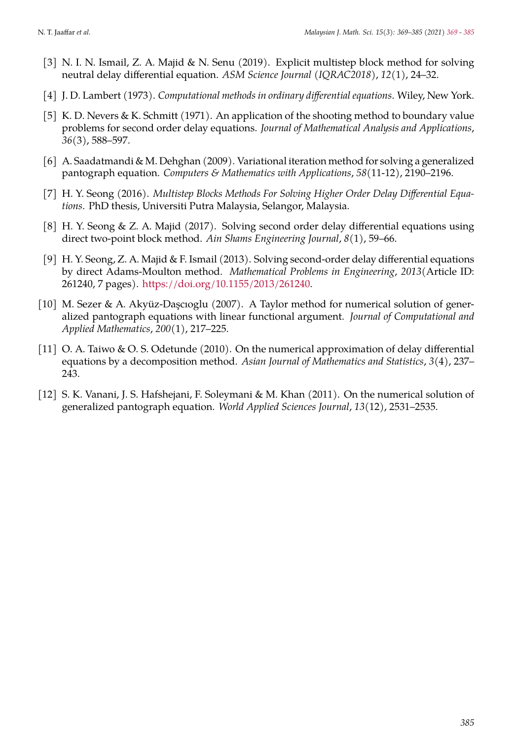[3] N. I. N. Ismail, Z. A. Majid & N. Senu (2019). Explicit multistep block method for solving neutral delay differential equation. *ASM Science Journal (IQRAC2018)*, *12*(1), 24–32.

[4] J. D. Lambert (1973). *Computational methods in ordinary differential equations*. Wiley, New York.

[5] K. D. Nevers & K. Schmitt (1971). An application of the shooting method to boundary value problems for second order delay equations. *Journal of Mathematical Analysis and Applications*, *36*(3), 588–597.

[6] A. Saadatmandi & M. Dehghan (2009). Variational iteration method for solving a generalized pantograph equation. *Computers & Mathematics with Applications*, *58*(11-12), 2190–2196.

[7] H. Y. Seong (2016). *Multistep Blocks Methods For Solving Higher Order Delay Differential Equations*. PhD thesis, Universiti Putra Malaysia, Selangor, Malaysia.

[8] H. Y. Seong & Z. A. Majid (2017). Solving second order delay differential equations using direct two-point block method. *Ain Shams Engineering Journal*, *8*(1), 59–66.

[9] H. Y. Seong, Z. A. Majid & F. Ismail (2013). Solving second-order delay differential equations by direct Adams-Moulton method. *Mathematical Problems in Engineering*, *2013*(Article ID: 261240, 7 pages). https://doi.org/10.1155/2013/261240.

[10] M. Sezer & A. Akyüz-Daşcıoglu (2007). A Taylor method for numerical solution of generalized pantograph equations with linear functional argument. *Journal of Computational and Applied Mathematics*, *200*(1), 217–225.

[11] O. A. Taiwo & O. S. Odetunde (2010). On the numerical approximation of delay differential equations by a decomposition method. *Asian Journal of Mathematics and Statistics*, *3*(4), 237–243.

[12] S. K. Vanani, J. S. Hafshejani, F. Soleymani & M. Khan (2011). On the numerical solution of generalized pantograph equation. *World Applied Sciences Journal*, *13*(12), 2531–2535.